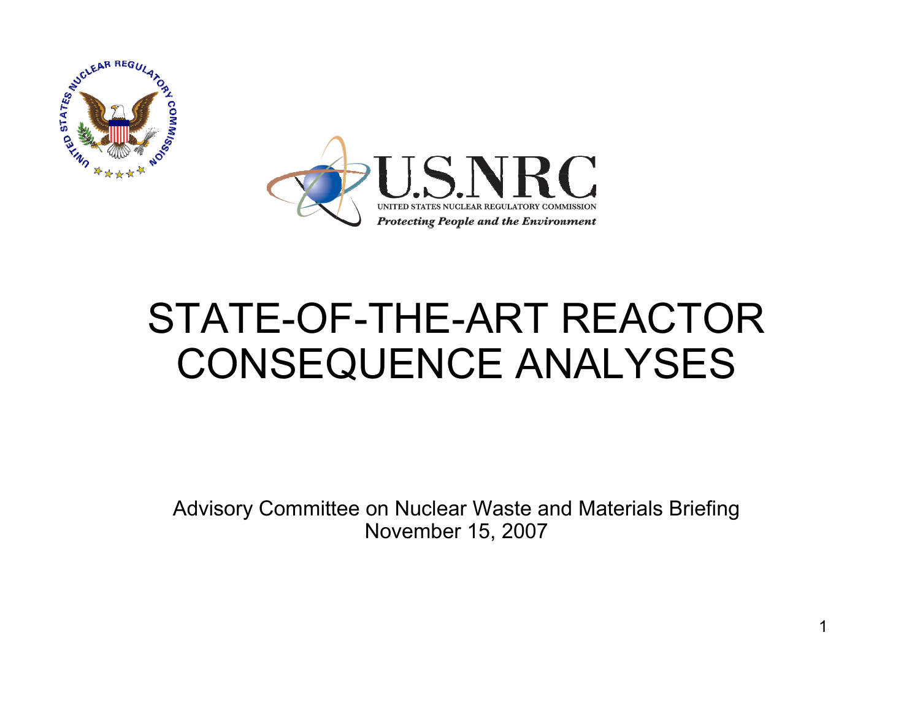# STATE-OF-THE-ART REACTOR CONSEQUENCE ANALYSES

Advisory Committee on Nuclear Waste and Materials Briefing
November 15, 2007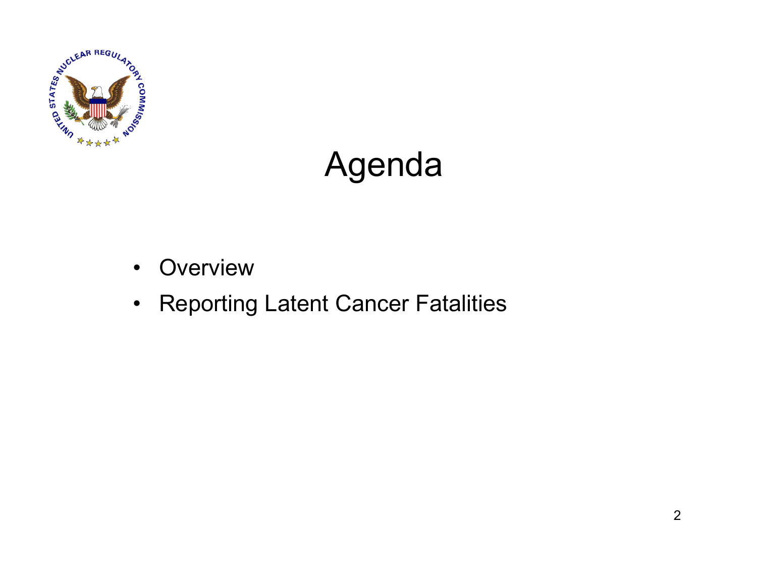# Agenda

- Overview
- Reporting Latent Cancer Fatalities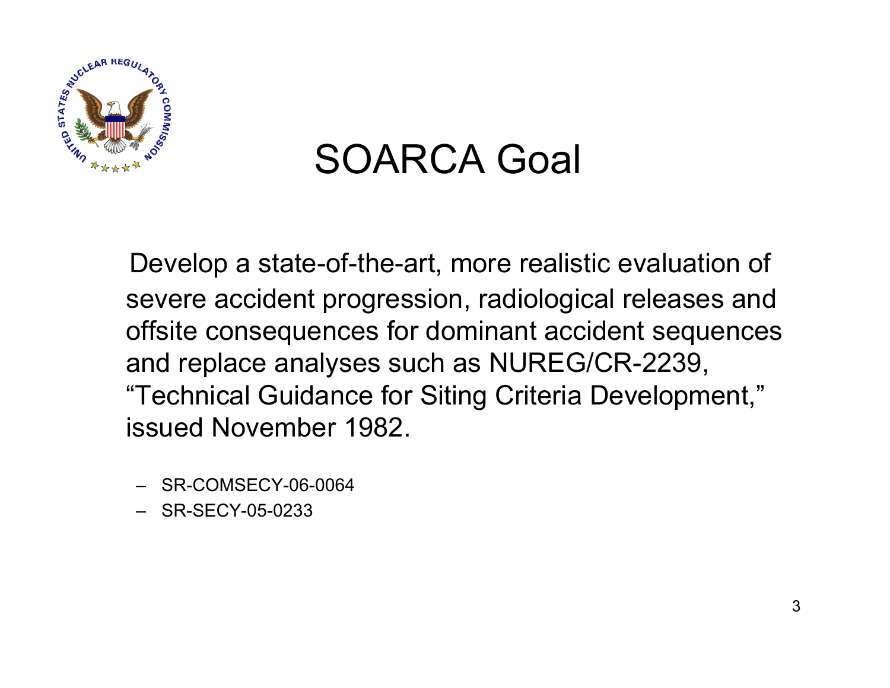# SOARCA Goal

Develop a state-of-the-art, more realistic evaluation of severe accident progression, radiological releases and offsite consequences for dominant accident sequences and replace analyses such as NUREG/CR-2239, "Technical Guidance for Siting Criteria Development," issued November 1982.

- SR-COMSECY-06-0064
- SR-SECY-05-0233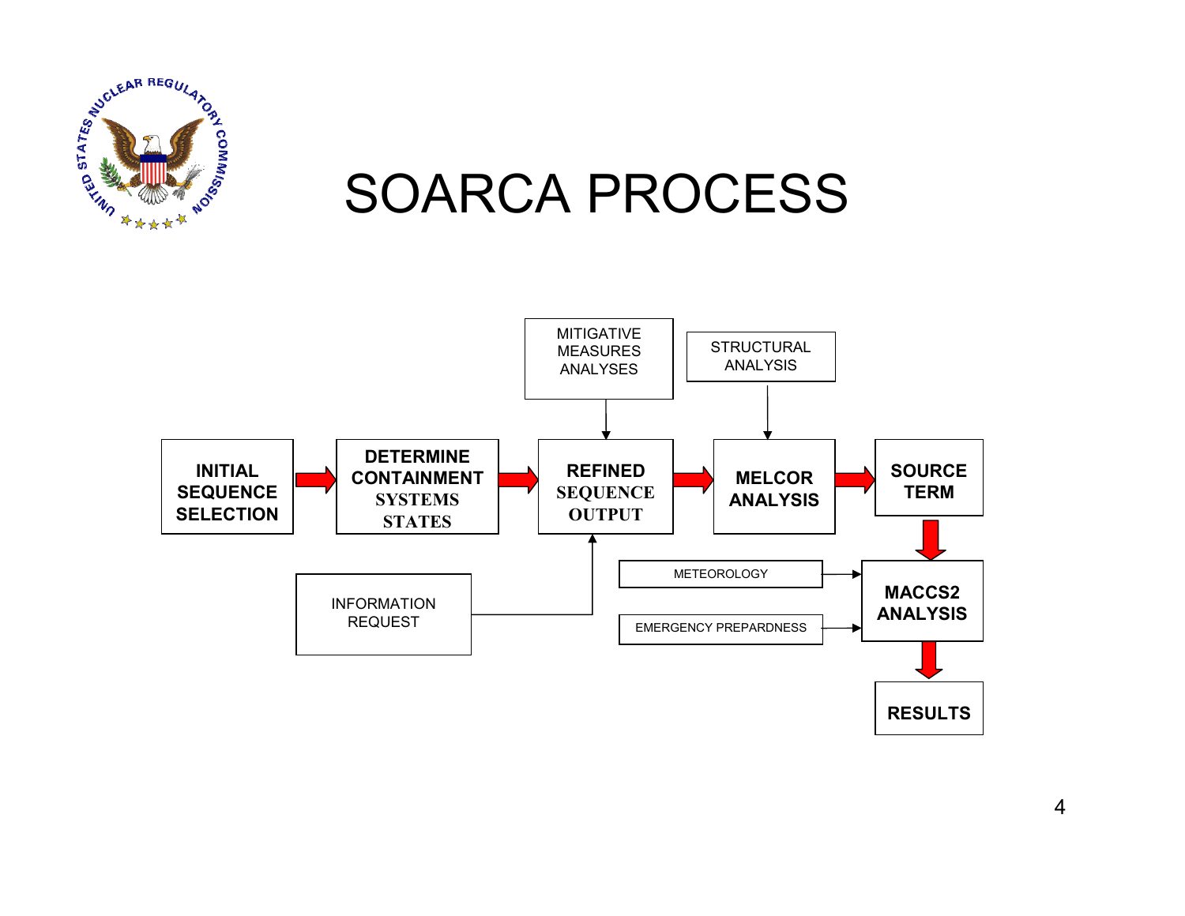# SOARCA PROCESS

INITIAL SEQUENCE SELECTION → DETERMINE CONTAINMENT SYSTEMS STATES → REFINED SEQUENCE OUTPUT → MELCOR ANALYSIS → SOURCE TERM → MACCS2 ANALYSIS → RESULTS

MITIGATIVE MEASURES ANALYSES → REFINED SEQUENCE OUTPUT

INFORMATION REQUEST → REFINED SEQUENCE OUTPUT

STRUCTURAL ANALYSIS → MELCOR ANALYSIS

METEOROLOGY → MACCS2 ANALYSIS

EMERGENCY PREPARDNESS → MACCS2 ANALYSIS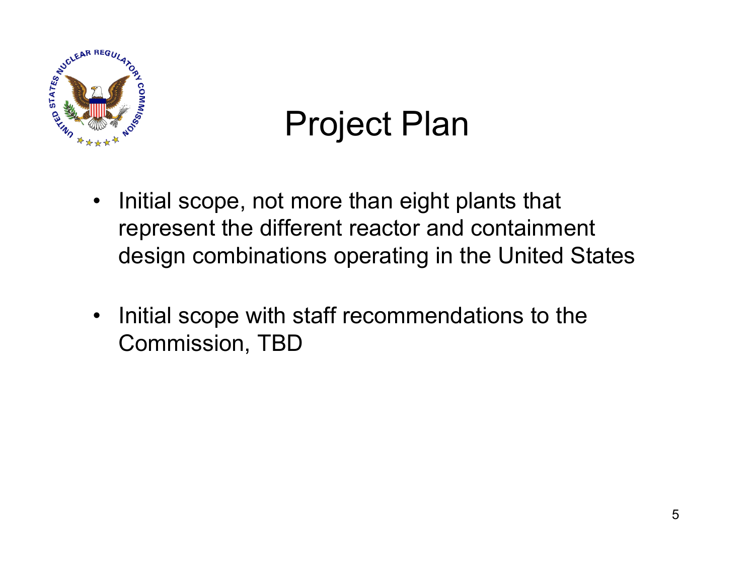# Project Plan

- Initial scope, not more than eight plants that represent the different reactor and containment design combinations operating in the United States

- Initial scope with staff recommendations to the Commission, TBD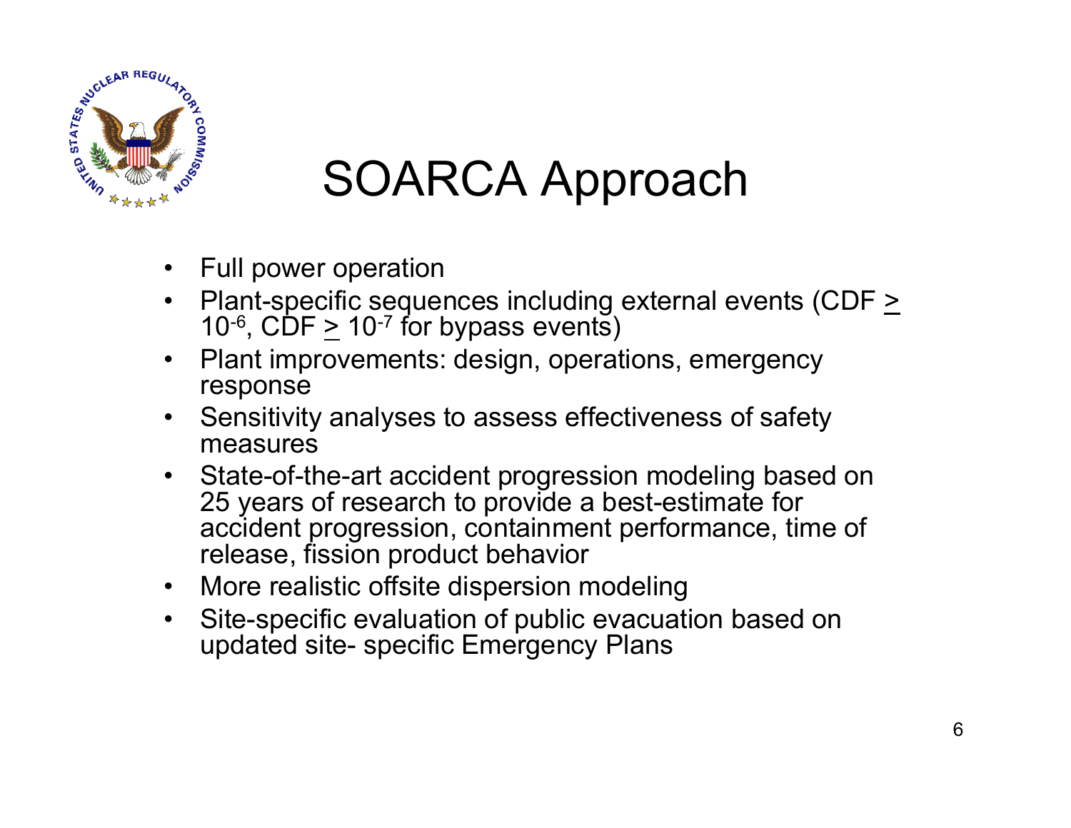# SOARCA Approach

- Full power operation
- Plant-specific sequences including external events (CDF $\geq 10^{-6}$, CDF $\geq 10^{-7}$ for bypass events)
- Plant improvements: design, operations, emergency response
- Sensitivity analyses to assess effectiveness of safety measures
- State-of-the-art accident progression modeling based on 25 years of research to provide a best-estimate for accident progression, containment performance, time of release, fission product behavior
- More realistic offsite dispersion modeling
- Site-specific evaluation of public evacuation based on updated site- specific Emergency Plans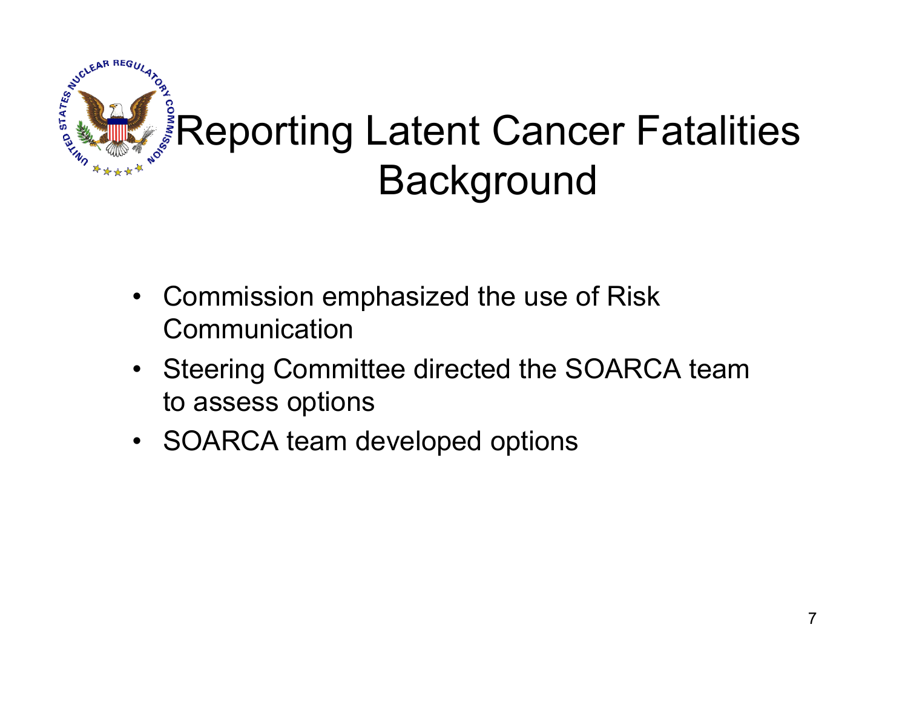# Reporting Latent Cancer Fatalities Background

- Commission emphasized the use of Risk Communication
- Steering Committee directed the SOARCA team to assess options
- SOARCA team developed options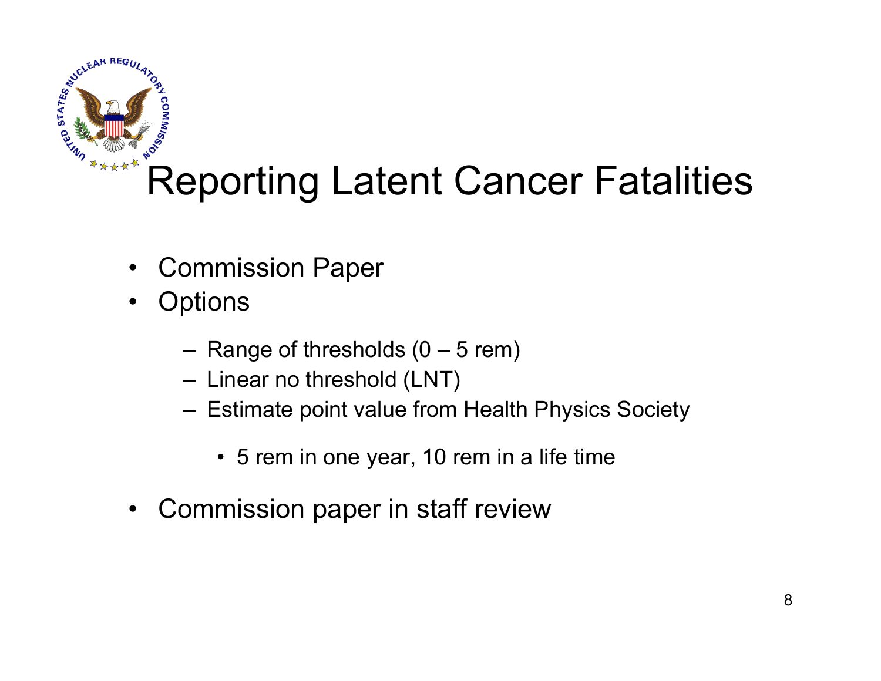# Reporting Latent Cancer Fatalities

- Commission Paper
- Options
  - Range of thresholds (0 – 5 rem)
  - Linear no threshold (LNT)
  - Estimate point value from Health Physics Society
    - 5 rem in one year, 10 rem in a life time
- Commission paper in staff review